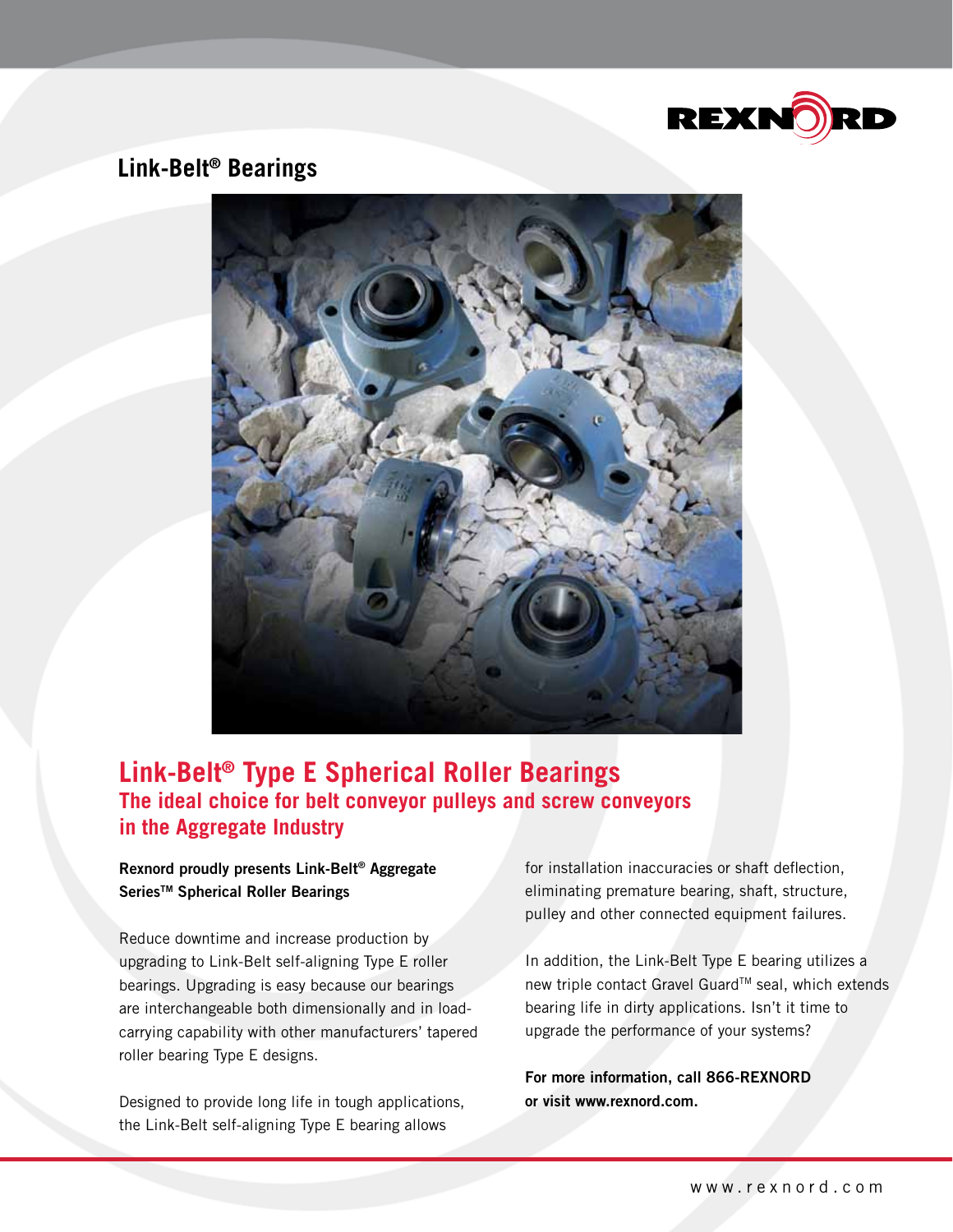## Link-Belt® Bearings

# Link-Belt® Type E Spherical Roller Bearings

### The ideal choice for belt conveyor pulleys and screw conveyors in the Aggregate Industry

**Rexnord proudly presents Link-Belt® Aggregate Series™ Spherical Roller Bearings**

Reduce downtime and increase production by upgrading to Link-Belt self-aligning Type E roller bearings. Upgrading is easy because our bearings are interchangeable both dimensionally and in load-carrying capability with other manufacturers' tapered roller bearing Type E designs.

Designed to provide long life in tough applications, the Link-Belt self-aligning Type E bearing allows for installation inaccuracies or shaft deflection, eliminating premature bearing, shaft, structure, pulley and other connected equipment failures.

In addition, the Link-Belt Type E bearing utilizes a new triple contact Gravel Guard™ seal, which extends bearing life in dirty applications. Isn't it time to upgrade the performance of your systems?

**For more information, call 866-REXNORD or visit www.rexnord.com.**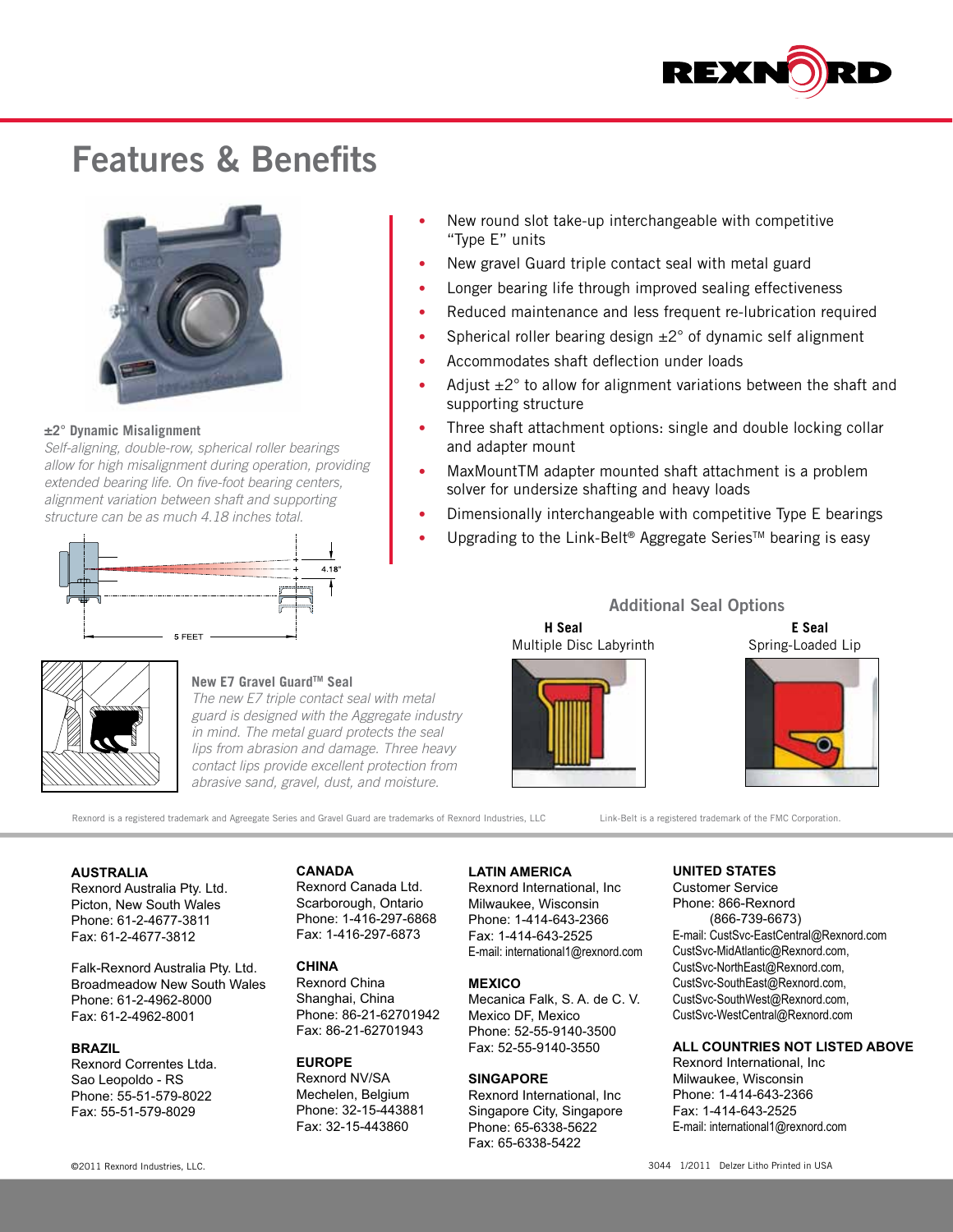# Features & Benefits

**±2° Dynamic Misalignment**

*Self-aligning, double-row, spherical roller bearings allow for high misalignment during operation, providing extended bearing life. On five-foot bearing centers, alignment variation between shaft and supporting structure can be as much 4.18 inches total.*

4.18"

5 FEET

**New E7 Gravel Guard™ Seal**

*The new E7 triple contact seal with metal guard is designed with the Aggregate industry in mind. The metal guard protects the seal lips from abrasion and damage. Three heavy contact lips provide excellent protection from abrasive sand, gravel, dust, and moisture.*

- New round slot take-up interchangeable with competitive "Type E" units
- New gravel Guard triple contact seal with metal guard
- Longer bearing life through improved sealing effectiveness
- Reduced maintenance and less frequent re-lubrication required
- Spherical roller bearing design ±2° of dynamic self alignment
- Accommodates shaft deflection under loads
- Adjust ±2° to allow for alignment variations between the shaft and supporting structure
- Three shaft attachment options: single and double locking collar and adapter mount
- MaxMountTM adapter mounted shaft attachment is a problem solver for undersize shafting and heavy loads
- Dimensionally interchangeable with competitive Type E bearings
- Upgrading to the Link-Belt® Aggregate Series™ bearing is easy

## Additional Seal Options

**H Seal**
Multiple Disc Labyrinth

**E Seal**
Spring-Loaded Lip

Rexnord is a registered trademark and Agreegate Series and Gravel Guard are trademarks of Rexnord Industries, LLC

Link-Belt is a registered trademark of the FMC Corporation.

**AUSTRALIA**
Rexnord Australia Pty. Ltd.
Picton, New South Wales
Phone: 61-2-4677-3811
Fax: 61-2-4677-3812

Falk-Rexnord Australia Pty. Ltd.
Broadmeadow New South Wales
Phone: 61-2-4962-8000
Fax: 61-2-4962-8001

**BRAZIL**
Rexnord Correntes Ltda.
Sao Leopoldo - RS
Phone: 55-51-579-8022
Fax: 55-51-579-8029

**CANADA**
Rexnord Canada Ltd.
Scarborough, Ontario
Phone: 1-416-297-6868
Fax: 1-416-297-6873

**CHINA**
Rexnord China
Shanghai, China
Phone: 86-21-62701942
Fax: 86-21-62701943

**EUROPE**
Rexnord NV/SA
Mechelen, Belgium
Phone: 32-15-443881
Fax: 32-15-443860

**LATIN AMERICA**
Rexnord International, Inc
Milwaukee, Wisconsin
Phone: 1-414-643-2366
Fax: 1-414-643-2525
E-mail: international1@rexnord.com

**MEXICO**
Mecanica Falk, S. A. de C. V.
Mexico DF, Mexico
Phone: 52-55-9140-3500
Fax: 52-55-9140-3550

**SINGAPORE**
Rexnord International, Inc
Singapore City, Singapore
Phone: 65-6338-5622
Fax: 65-6338-5422

**UNITED STATES**
Customer Service
Phone: 866-Rexnord
(866-739-6673)
E-mail: CustSvc-EastCentral@Rexnord.com
CustSvc-MidAtlantic@Rexnord.com,
CustSvc-NorthEast@Rexnord.com,
CustSvc-SouthEast@Rexnord.com,
CustSvc-SouthWest@Rexnord.com,
CustSvc-WestCentral@Rexnord.com

**ALL COUNTRIES NOT LISTED ABOVE**
Rexnord International, Inc
Milwaukee, Wisconsin
Phone: 1-414-643-2366
Fax: 1-414-643-2525
E-mail: international1@rexnord.com

©2011 Rexnord Industries, LLC.

3044 1/2011 Delzer Litho Printed in USA